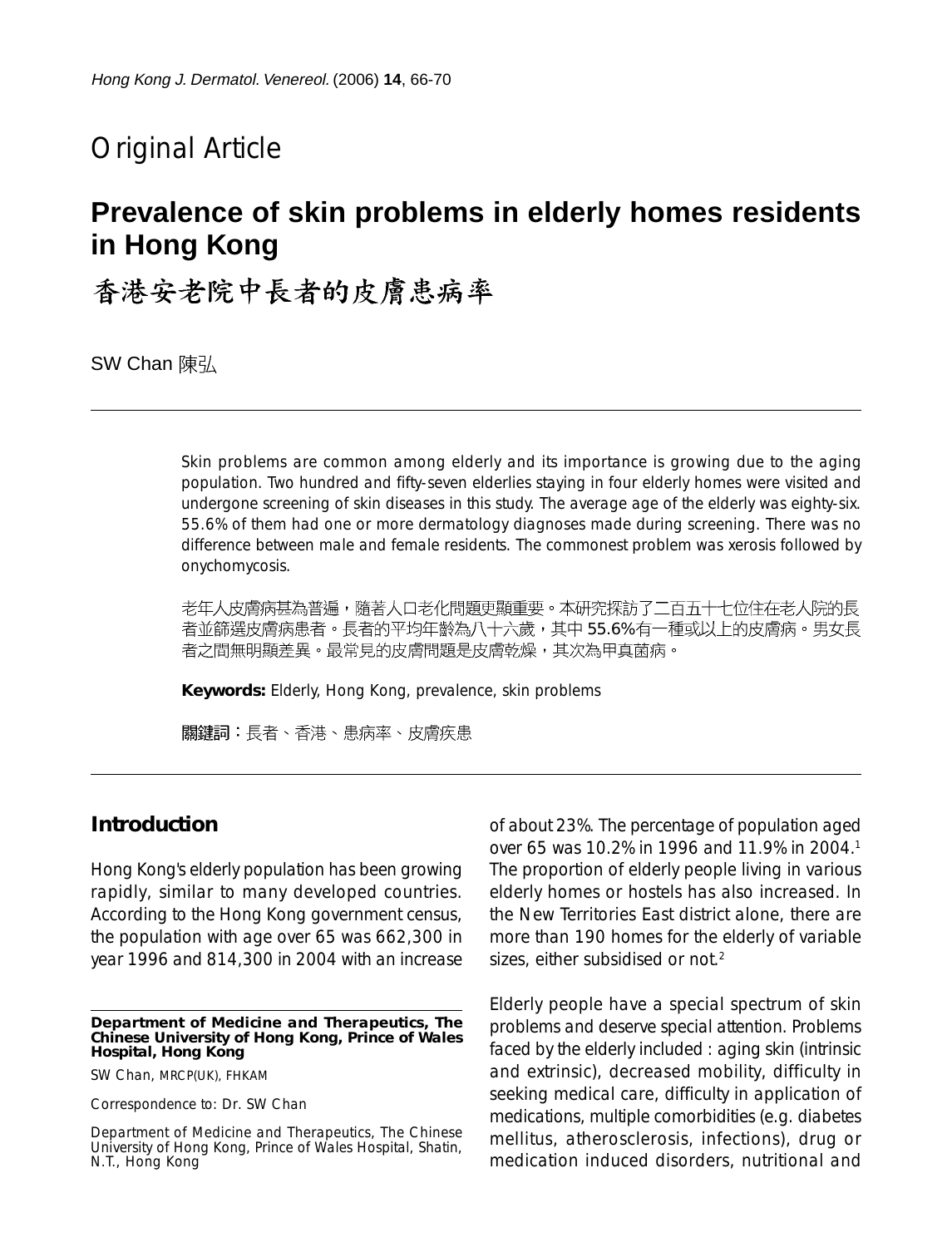## Original Article

# Prevalence of skin problems in elderly homes residents in Hong Kong

# 香港安老院中長者的皮膚患病率

SW Chan 陳弘

Skin problems are common among elderly and its importance is growing due to the aging population. Two hundred and fifty-seven elderlies staying in four elderly homes were visited and undergone screening of skin diseases in this study. The average age of the elderly was eighty-six. 55.6% of them had one or more dermatology diagnoses made during screening. There was no difference between male and female residents. The commonest problem was xerosis followed by onychomycosis.

老年人皮膚病甚為普遍，隨著人口老化問題更顯重要。本研究探訪了二百五十七位住在老人院的長者並篩選皮膚病患者。長者的平均年齡為八十六歲，其中 55.6%有一種或以上的皮膚病。男女長者之間無明顯差異。最常見的皮膚問題是皮膚乾燥，其次為甲真菌病。

**Keywords:** Elderly, Hong Kong, prevalence, skin problems

**關鍵詞：**長者、香港、患病率、皮膚疾患

## Introduction

Hong Kong's elderly population has been growing rapidly, similar to many developed countries. According to the Hong Kong government census, the population with age over 65 was 662,300 in year 1996 and 814,300 in 2004 with an increase of about 23%. The percentage of population aged over 65 was 10.2% in 1996 and 11.9% in 2004.[1] The proportion of elderly people living in various elderly homes or hostels has also increased. In the New Territories East district alone, there are more than 190 homes for the elderly of variable sizes, either subsidised or not.[2]

Elderly people have a special spectrum of skin problems and deserve special attention. Problems faced by the elderly included : aging skin (intrinsic and extrinsic), decreased mobility, difficulty in seeking medical care, difficulty in application of medications, multiple comorbidities (e.g. diabetes mellitus, atherosclerosis, infections), drug or medication induced disorders, nutritional and

**Department of Medicine and Therapeutics, The Chinese University of Hong Kong, Prince of Wales Hospital, Hong Kong**

SW Chan, MRCP(UK), FHKAM

Correspondence to: Dr. SW Chan

Department of Medicine and Therapeutics, The Chinese University of Hong Kong, Prince of Wales Hospital, Shatin, N.T., Hong Kong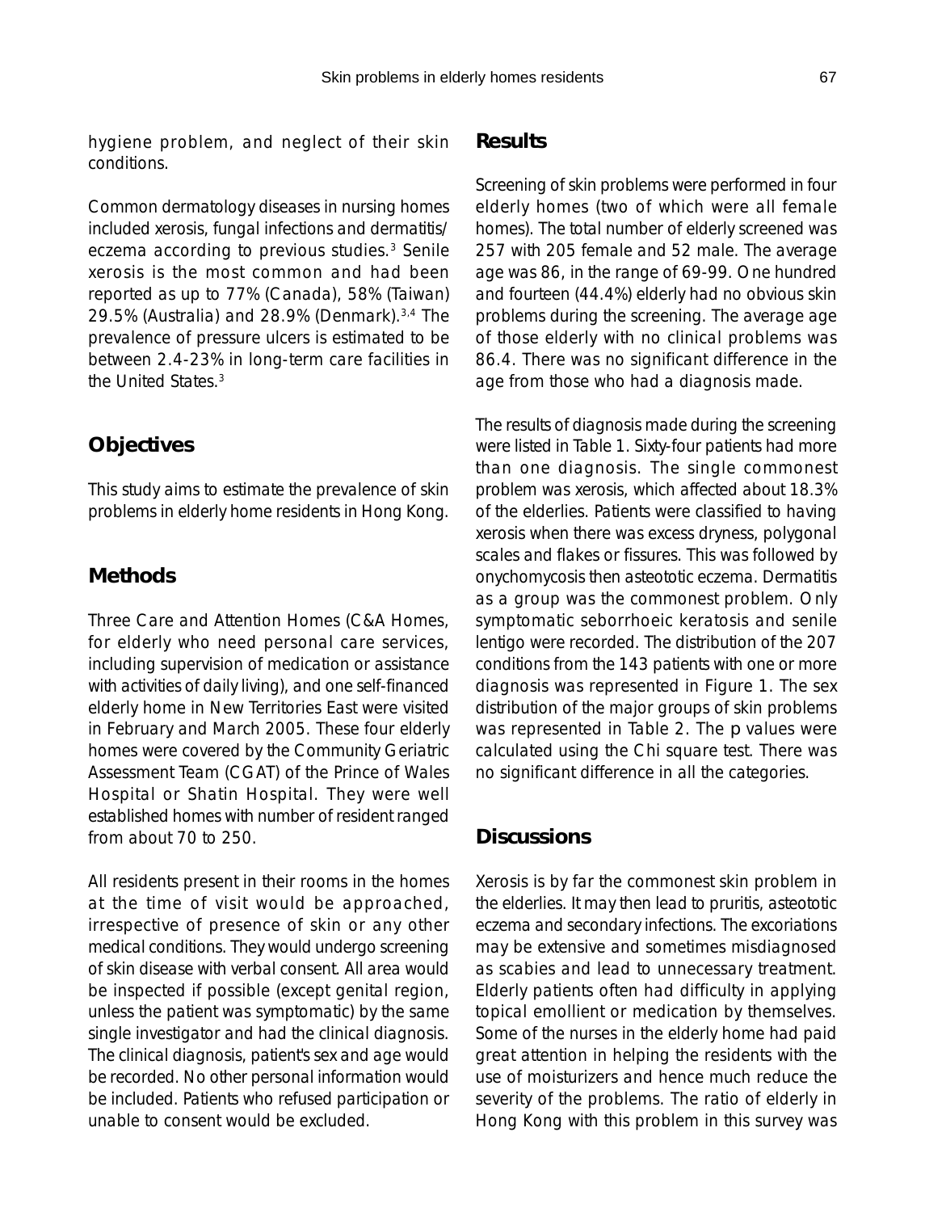hygiene problem, and neglect of their skin conditions.

Common dermatology diseases in nursing homes included xerosis, fungal infections and dermatitis/ eczema according to previous studies.[3] Senile xerosis is the most common and had been reported as up to 77% (Canada), 58% (Taiwan) 29.5% (Australia) and 28.9% (Denmark).[3,4] The prevalence of pressure ulcers is estimated to be between 2.4-23% in long-term care facilities in the United States.[3]

## Objectives

This study aims to estimate the prevalence of skin problems in elderly home residents in Hong Kong.

## Methods

Three Care and Attention Homes (C&A Homes, for elderly who need personal care services, including supervision of medication or assistance with activities of daily living), and one self-financed elderly home in New Territories East were visited in February and March 2005. These four elderly homes were covered by the Community Geriatric Assessment Team (CGAT) of the Prince of Wales Hospital or Shatin Hospital. They were well established homes with number of resident ranged from about 70 to 250.

All residents present in their rooms in the homes at the time of visit would be approached, irrespective of presence of skin or any other medical conditions. They would undergo screening of skin disease with verbal consent. All area would be inspected if possible (except genital region, unless the patient was symptomatic) by the same single investigator and had the clinical diagnosis. The clinical diagnosis, patient's sex and age would be recorded. No other personal information would be included. Patients who refused participation or unable to consent would be excluded.

## Results

Screening of skin problems were performed in four elderly homes (two of which were all female homes). The total number of elderly screened was 257 with 205 female and 52 male. The average age was 86, in the range of 69-99. One hundred and fourteen (44.4%) elderly had no obvious skin problems during the screening. The average age of those elderly with no clinical problems was 86.4. There was no significant difference in the age from those who had a diagnosis made.

The results of diagnosis made during the screening were listed in Table 1. Sixty-four patients had more than one diagnosis. The single commonest problem was xerosis, which affected about 18.3% of the elderlies. Patients were classified to having xerosis when there was excess dryness, polygonal scales and flakes or fissures. This was followed by onychomycosis then asteototic eczema. Dermatitis as a group was the commonest problem. Only symptomatic seborrhoeic keratosis and senile lentigo were recorded. The distribution of the 207 conditions from the 143 patients with one or more diagnosis was represented in Figure 1. The sex distribution of the major groups of skin problems was represented in Table 2. The p values were calculated using the Chi square test. There was no significant difference in all the categories.

## Discussions

Xerosis is by far the commonest skin problem in the elderlies. It may then lead to pruritis, asteototic eczema and secondary infections. The excoriations may be extensive and sometimes misdiagnosed as scabies and lead to unnecessary treatment. Elderly patients often had difficulty in applying topical emollient or medication by themselves. Some of the nurses in the elderly home had paid great attention in helping the residents with the use of moisturizers and hence much reduce the severity of the problems. The ratio of elderly in Hong Kong with this problem in this survey was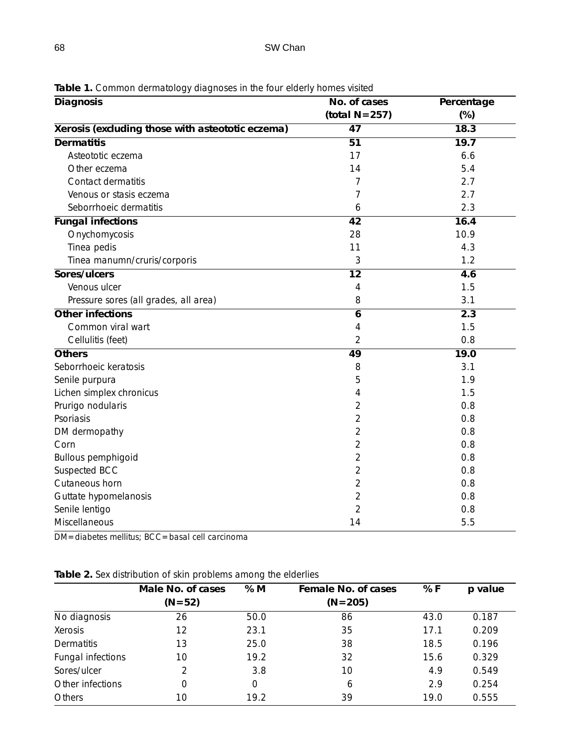**Table 1.** Common dermatology diagnoses in the four elderly homes visited

| Diagnosis | No. of cases (total N=257) | Percentage (%) |
|---|---|---|
| **Xerosis (excluding those with asteototic eczema)** | **47** | **18.3** |
| **Dermatitis** | **51** | **19.7** |
| Asteototic eczema | 17 | 6.6 |
| Other eczema | 14 | 5.4 |
| Contact dermatitis | 7 | 2.7 |
| Venous or stasis eczema | 7 | 2.7 |
| Seborrhoeic dermatitis | 6 | 2.3 |
| **Fungal infections** | **42** | **16.4** |
| Onychomycosis | 28 | 10.9 |
| Tinea pedis | 11 | 4.3 |
| Tinea manumn/cruris/corporis | 3 | 1.2 |
| **Sores/ulcers** | **12** | **4.6** |
| Venous ulcer | 4 | 1.5 |
| Pressure sores (all grades, all area) | 8 | 3.1 |
| **Other infections** | **6** | **2.3** |
| Common viral wart | 4 | 1.5 |
| Cellulitis (feet) | 2 | 0.8 |
| **Others** | **49** | **19.0** |
| Seborrhoeic keratosis | 8 | 3.1 |
| Senile purpura | 5 | 1.9 |
| Lichen simplex chronicus | 4 | 1.5 |
| Prurigo nodularis | 2 | 0.8 |
| Psoriasis | 2 | 0.8 |
| DM dermopathy | 2 | 0.8 |
| Corn | 2 | 0.8 |
| Bullous pemphigoid | 2 | 0.8 |
| Suspected BCC | 2 | 0.8 |
| Cutaneous horn | 2 | 0.8 |
| Guttate hypomelanosis | 2 | 0.8 |
| Senile lentigo | 2 | 0.8 |
| Miscellaneous | 14 | 5.5 |

DM=diabetes mellitus; BCC=basal cell carcinoma

**Table 2.** Sex distribution of skin problems among the elderlies

| | Male No. of cases (N=52) | % M | Female No. of cases (N=205) | % F | p value |
|---|---|---|---|---|---|
| No diagnosis | 26 | 50.0 | 86 | 43.0 | 0.187 |
| Xerosis | 12 | 23.1 | 35 | 17.1 | 0.209 |
| Dermatitis | 13 | 25.0 | 38 | 18.5 | 0.196 |
| Fungal infections | 10 | 19.2 | 32 | 15.6 | 0.329 |
| Sores/ulcer | 2 | 3.8 | 10 | 4.9 | 0.549 |
| Other infections | 0 | 0 | 6 | 2.9 | 0.254 |
| Others | 10 | 19.2 | 39 | 19.0 | 0.555 |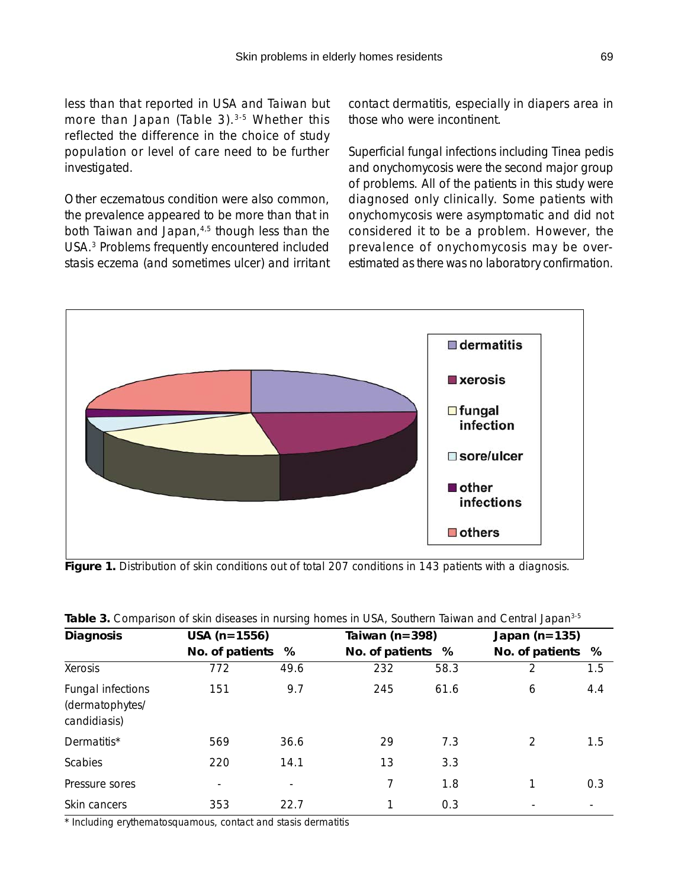less than that reported in USA and Taiwan but more than Japan (Table 3).[3-5] Whether this reflected the difference in the choice of study population or level of care need to be further investigated.

Other eczematous condition were also common, the prevalence appeared to be more than that in both Taiwan and Japan,[4,5] though less than the USA.[3] Problems frequently encountered included stasis eczema (and sometimes ulcer) and irritant contact dermatitis, especially in diapers area in those who were incontinent.

Superficial fungal infections including Tinea pedis and onychomycosis were the second major group of problems. All of the patients in this study were diagnosed only clinically. Some patients with onychomycosis were asymptomatic and did not considered it to be a problem. However, the prevalence of onychomycosis may be over-estimated as there was no laboratory confirmation.

**Figure 1.** Distribution of skin conditions out of total 207 conditions in 143 patients with a diagnosis.

**Table 3.** Comparison of skin diseases in nursing homes in USA, Southern Taiwan and Central Japan[3-5]

| Diagnosis | USA (n=1556) | | Taiwan (n=398) | | Japan (n=135) | |
|---|---|---|---|---|---|---|
| | No. of patients | % | No. of patients | % | No. of patients | % |
| Xerosis | 772 | 49.6 | 232 | 58.3 | 2 | 1.5 |
| Fungal infections (dermatophytes/ candidiasis) | 151 | 9.7 | 245 | 61.6 | 6 | 4.4 |
| Dermatitis* | 569 | 36.6 | 29 | 7.3 | 2 | 1.5 |
| Scabies | 220 | 14.1 | 13 | 3.3 | | |
| Pressure sores | - | - | 7 | 1.8 | 1 | 0.3 |
| Skin cancers | 353 | 22.7 | 1 | 0.3 | - | - |

* Including erythematosquamous, contact and stasis dermatitis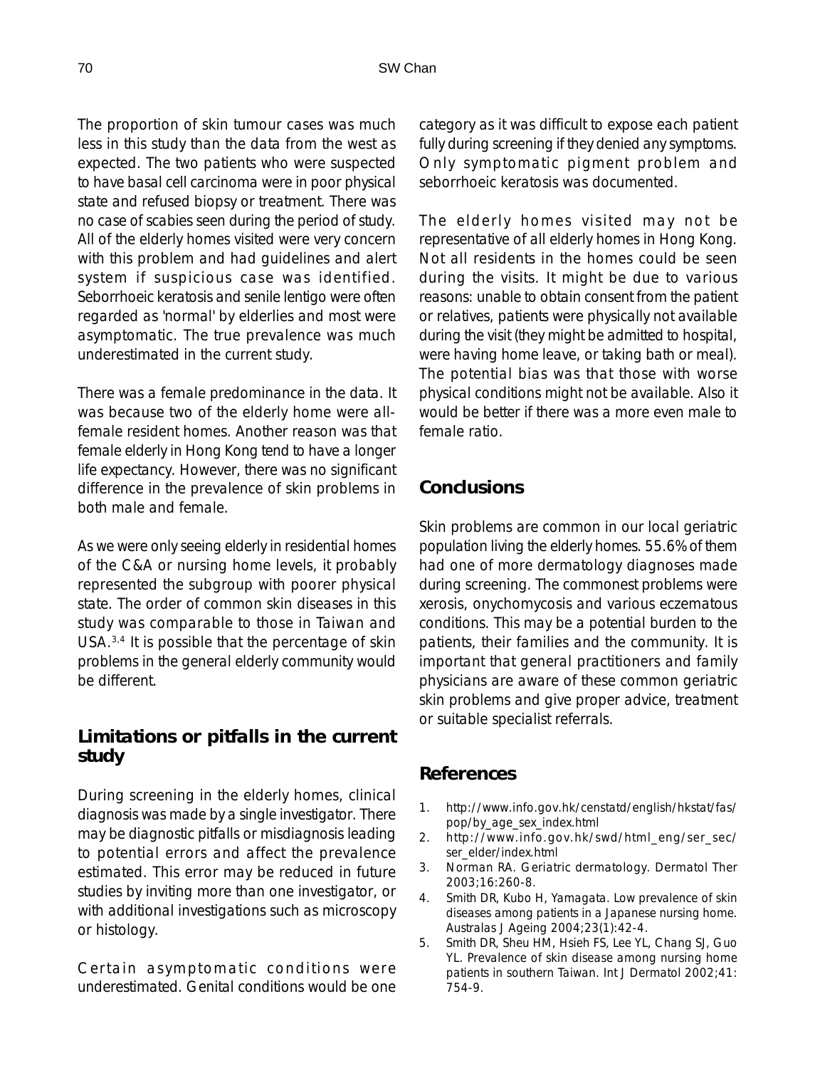The proportion of skin tumour cases was much less in this study than the data from the west as expected. The two patients who were suspected to have basal cell carcinoma were in poor physical state and refused biopsy or treatment. There was no case of scabies seen during the period of study. All of the elderly homes visited were very concern with this problem and had guidelines and alert system if suspicious case was identified. Seborrhoeic keratosis and senile lentigo were often regarded as 'normal' by elderlies and most were asymptomatic. The true prevalence was much underestimated in the current study.

There was a female predominance in the data. It was because two of the elderly home were all-female resident homes. Another reason was that female elderly in Hong Kong tend to have a longer life expectancy. However, there was no significant difference in the prevalence of skin problems in both male and female.

As we were only seeing elderly in residential homes of the C&A or nursing home levels, it probably represented the subgroup with poorer physical state. The order of common skin diseases in this study was comparable to those in Taiwan and USA.[3,4] It is possible that the percentage of skin problems in the general elderly community would be different.

## Limitations or pitfalls in the current study

During screening in the elderly homes, clinical diagnosis was made by a single investigator. There may be diagnostic pitfalls or misdiagnosis leading to potential errors and affect the prevalence estimated. This error may be reduced in future studies by inviting more than one investigator, or with additional investigations such as microscopy or histology.

Certain asymptomatic conditions were underestimated. Genital conditions would be one category as it was difficult to expose each patient fully during screening if they denied any symptoms. Only symptomatic pigment problem and seborrhoeic keratosis was documented.

The elderly homes visited may not be representative of all elderly homes in Hong Kong. Not all residents in the homes could be seen during the visits. It might be due to various reasons: unable to obtain consent from the patient or relatives, patients were physically not available during the visit (they might be admitted to hospital, were having home leave, or taking bath or meal). The potential bias was that those with worse physical conditions might not be available. Also it would be better if there was a more even male to female ratio.

## Conclusions

Skin problems are common in our local geriatric population living the elderly homes. 55.6% of them had one of more dermatology diagnoses made during screening. The commonest problems were xerosis, onychomycosis and various eczematous conditions. This may be a potential burden to the patients, their families and the community. It is important that general practitioners and family physicians are aware of these common geriatric skin problems and give proper advice, treatment or suitable specialist referrals.

## References

1. http://www.info.gov.hk/censtatd/english/hkstat/fas/pop/by_age_sex_index.html
2. http://www.info.gov.hk/swd/html_eng/ser_sec/ser_elder/index.html
3. Norman RA. Geriatric dermatology. Dermatol Ther 2003;16:260-8.
4. Smith DR, Kubo H, Yamagata. Low prevalence of skin diseases among patients in a Japanese nursing home. Australas J Ageing 2004;23(1):42-4.
5. Smith DR, Sheu HM, Hsieh FS, Lee YL, Chang SJ, Guo YL. Prevalence of skin disease among nursing home patients in southern Taiwan. Int J Dermatol 2002;41:754-9.